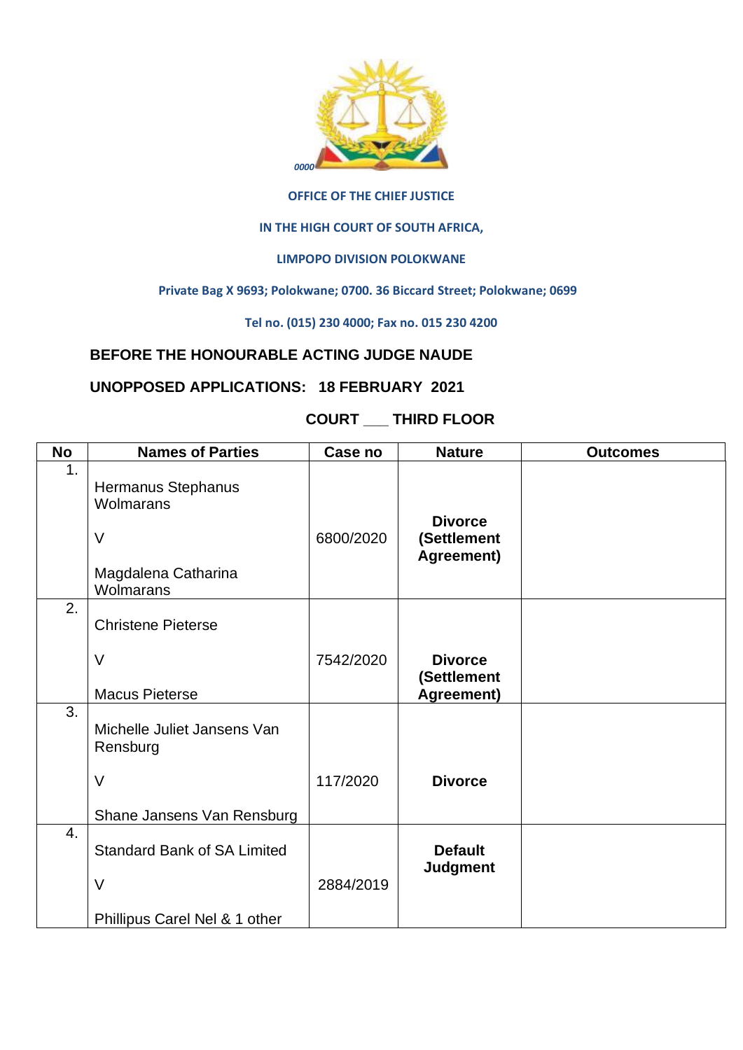0000

**OFFICE OF THE CHIEF JUSTICE**

**IN THE HIGH COURT OF SOUTH AFRICA,**

**LIMPOPO DIVISION POLOKWANE**

**Private Bag X 9693; Polokwane; 0700. 36 Biccard Street; Polokwane; 0699**

**Tel no. (015) 230 4000; Fax no. 015 230 4200**

**BEFORE THE HONOURABLE ACTING JUDGE NAUDE**

**UNOPPOSED APPLICATIONS: 18 FEBRUARY 2021**

**COURT ___ THIRD FLOOR**

| No | Names of Parties | Case no | Nature | Outcomes |
|---|---|---|---|---|
| 1. | Hermanus Stephanus Wolmarans<br><br>V<br><br>Magdalena Catharina Wolmarans | 6800/2020 | **Divorce (Settlement Agreement)** | |
| 2. | Christene Pieterse<br><br>V<br><br>Macus Pieterse | 7542/2020 | **Divorce (Settlement Agreement)** | |
| 3. | Michelle Juliet Jansens Van Rensburg<br><br>V<br><br>Shane Jansens Van Rensburg | 117/2020 | **Divorce** | |
| 4. | Standard Bank of SA Limited<br><br>V<br><br>Phillipus Carel Nel & 1 other | 2884/2019 | **Default Judgment** | |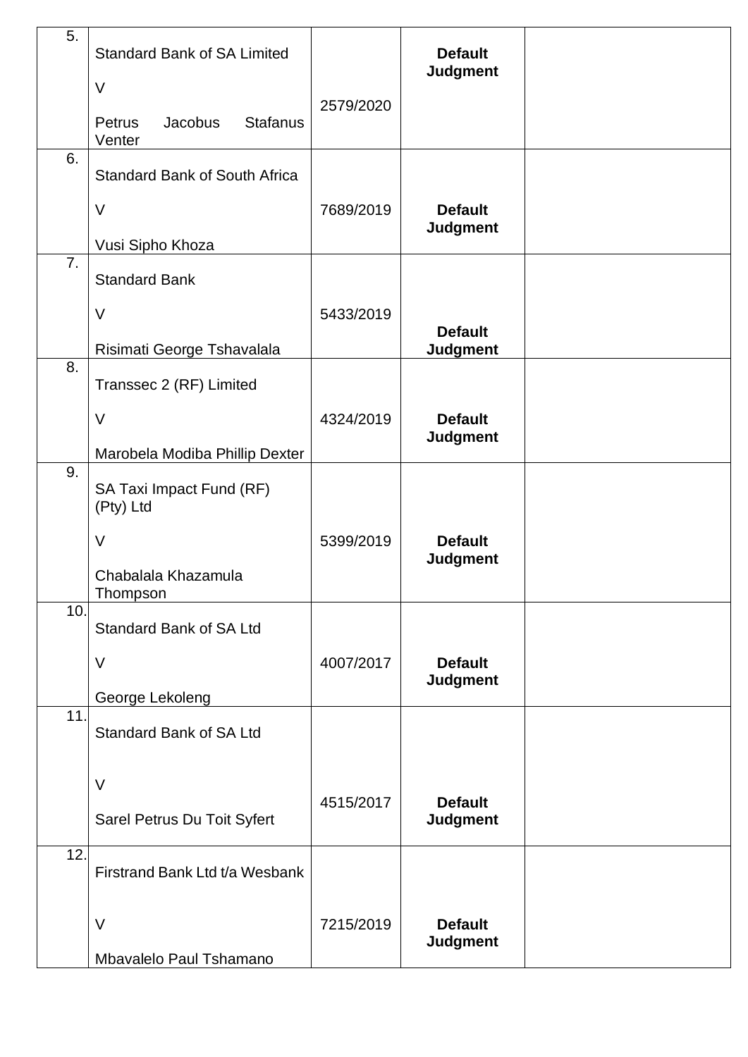| 5. | Standard Bank of SA Limited<br><br>V<br><br>Petrus Jacobus Stafanus Venter | 2579/2020 | **Default Judgment** | |
|---|---|---|---|---|
| 6. | Standard Bank of South Africa<br><br>V<br><br>Vusi Sipho Khoza | 7689/2019 | **Default Judgment** | |
| 7. | Standard Bank<br><br>V<br><br>Risimati George Tshavalala | 5433/2019 | **Default Judgment** | |
| 8. | Transsec 2 (RF) Limited<br><br>V<br><br>Marobela Modiba Phillip Dexter | 4324/2019 | **Default Judgment** | |
| 9. | SA Taxi Impact Fund (RF) (Pty) Ltd<br><br>V<br><br>Chabalala Khazamula Thompson | 5399/2019 | **Default Judgment** | |
| 10. | Standard Bank of SA Ltd<br><br>V<br><br>George Lekoleng | 4007/2017 | **Default Judgment** | |
| 11. | Standard Bank of SA Ltd<br><br>V<br><br>Sarel Petrus Du Toit Syfert | 4515/2017 | **Default Judgment** | |
| 12. | Firstrand Bank Ltd t/a Wesbank<br><br>V<br><br>Mbavalelo Paul Tshamano | 7215/2019 | **Default Judgment** | |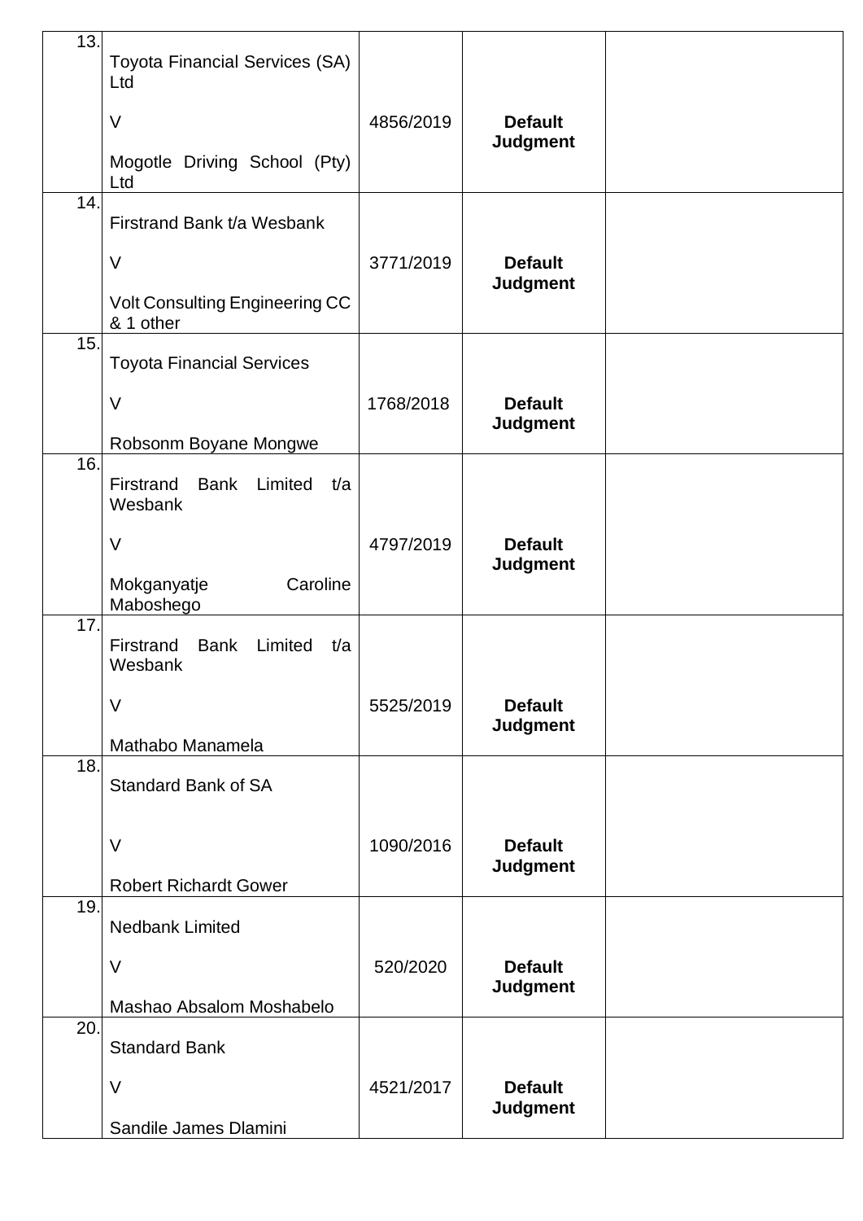| | | | | |
|---|---|---|---|---|
| 13. | Toyota Financial Services (SA) Ltd<br><br>V<br><br>Mogotle Driving School (Pty) Ltd | 4856/2019 | **Default Judgment** | |
| 14. | Firstrand Bank t/a Wesbank<br><br>V<br><br>Volt Consulting Engineering CC & 1 other | 3771/2019 | **Default Judgment** | |
| 15. | Toyota Financial Services<br><br>V<br><br>Robsonm Boyane Mongwe | 1768/2018 | **Default Judgment** | |
| 16. | Firstrand Bank Limited t/a Wesbank<br><br>V<br><br>Mokganyatje Caroline Maboshego | 4797/2019 | **Default Judgment** | |
| 17. | Firstrand Bank Limited t/a Wesbank<br><br>V<br><br>Mathabo Manamela | 5525/2019 | **Default Judgment** | |
| 18. | Standard Bank of SA<br><br>V<br><br>Robert Richardt Gower | 1090/2016 | **Default Judgment** | |
| 19. | Nedbank Limited<br><br>V<br><br>Mashao Absalom Moshabelo | 520/2020 | **Default Judgment** | |
| 20. | Standard Bank<br><br>V<br><br>Sandile James Dlamini | 4521/2017 | **Default Judgment** | |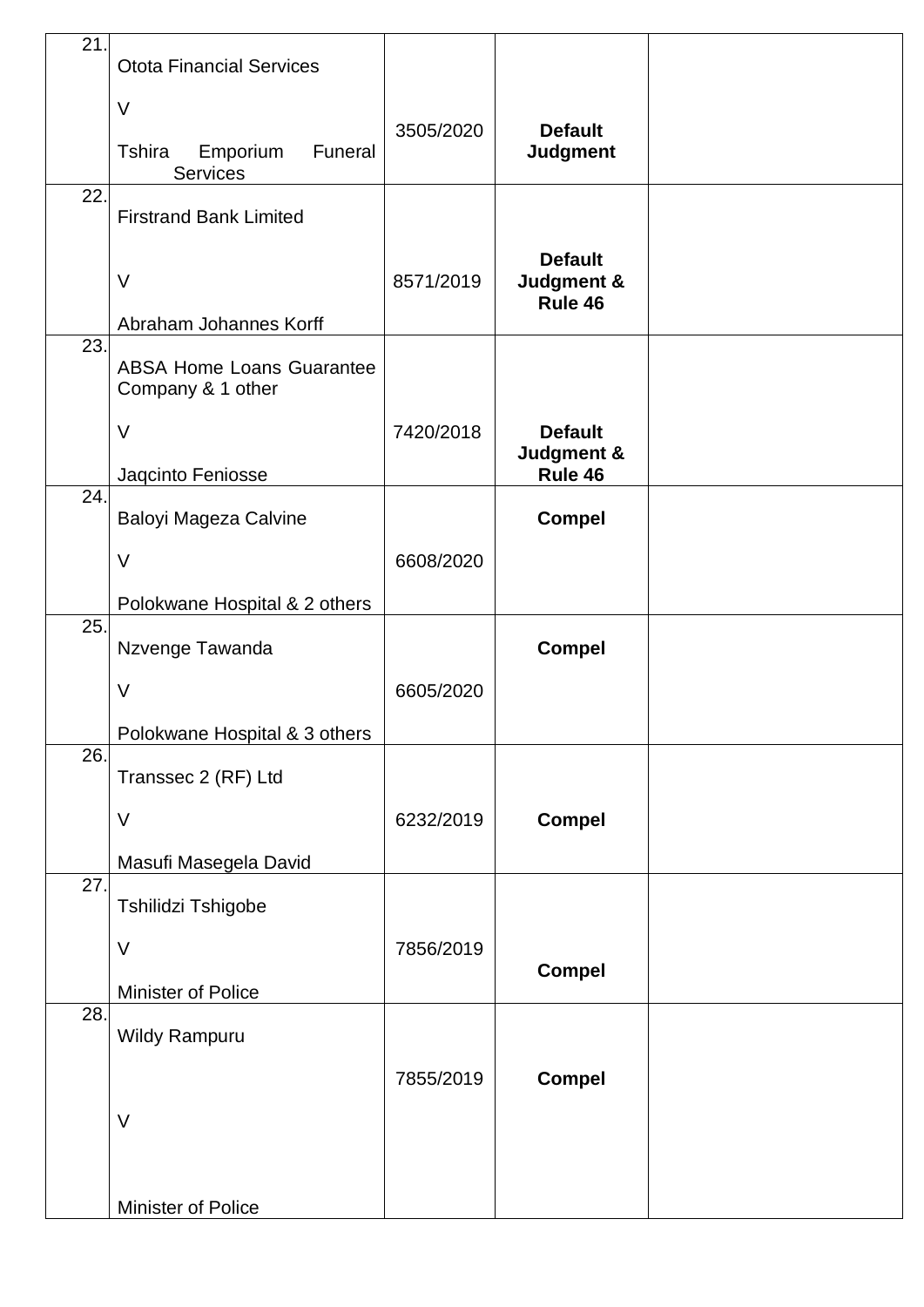| | | | | |
|---|---|---|---|---|
| 21. | Otota Financial Services<br><br>V<br><br>Tshira Emporium Funeral Services | 3505/2020 | **Default Judgment** | |
| 22. | Firstrand Bank Limited<br><br>V<br><br>Abraham Johannes Korff | 8571/2019 | **Default Judgment & Rule 46** | |
| 23. | ABSA Home Loans Guarantee Company & 1 other<br><br>V<br><br>Jaqcinto Feniosse | 7420/2018 | **Default Judgment & Rule 46** | |
| 24. | Baloyi Mageza Calvine<br><br>V<br><br>Polokwane Hospital & 2 others | 6608/2020 | **Compel** | |
| 25. | Nzvenge Tawanda<br><br>V<br><br>Polokwane Hospital & 3 others | 6605/2020 | **Compel** | |
| 26. | Transsec 2 (RF) Ltd<br><br>V<br><br>Masufi Masegela David | 6232/2019 | **Compel** | |
| 27. | Tshilidzi Tshigobe<br><br>V<br><br>Minister of Police | 7856/2019 | **Compel** | |
| 28. | Wildy Rampuru<br><br>V<br><br>Minister of Police | 7855/2019 | **Compel** | |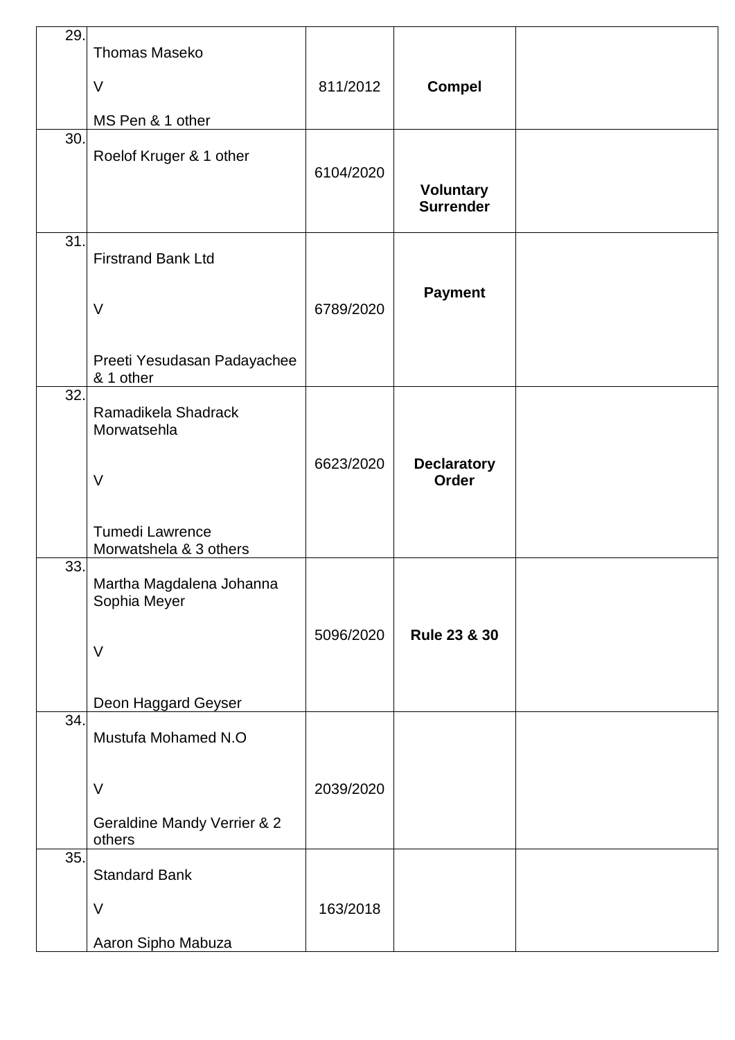| | | | | |
|---|---|---|---|---|
| 29. | Thomas Maseko<br><br>V<br><br>MS Pen & 1 other | 811/2012 | **Compel** | |
| 30. | Roelof Kruger & 1 other | 6104/2020 | **Voluntary Surrender** | |
| 31. | Firstrand Bank Ltd<br><br>V<br><br>Preeti Yesudasan Padayachee & 1 other | 6789/2020 | **Payment** | |
| 32. | Ramadikela Shadrack Morwatsehla<br><br>V<br><br>Tumedi Lawrence Morwatshela & 3 others | 6623/2020 | **Declaratory Order** | |
| 33. | Martha Magdalena Johanna Sophia Meyer<br><br>V<br><br>Deon Haggard Geyser | 5096/2020 | **Rule 23 & 30** | |
| 34. | Mustufa Mohamed N.O<br><br>V<br><br>Geraldine Mandy Verrier & 2 others | 2039/2020 | | |
| 35. | Standard Bank<br><br>V<br><br>Aaron Sipho Mabuza | 163/2018 | | |